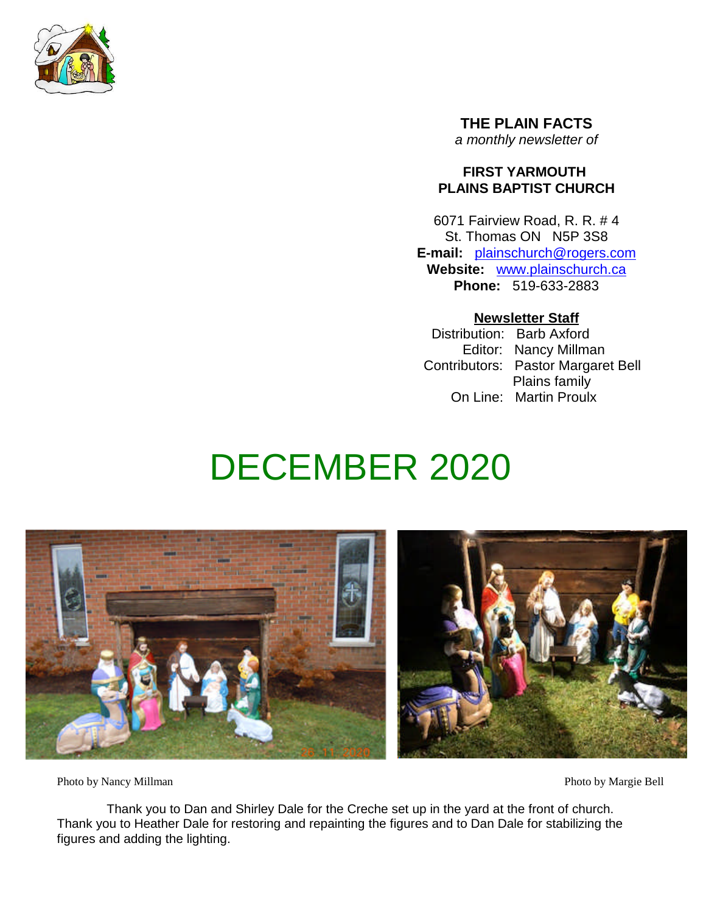**THE PLAIN FACTS**
*a monthly newsletter of*

**FIRST YARMOUTH PLAINS BAPTIST CHURCH**

6071 Fairview Road, R. R. # 4
St. Thomas ON N5P 3S8
**E-mail:** plainschurch@rogers.com
**Website:** www.plainschurch.ca
**Phone:** 519-633-2883

**Newsletter Staff**

Distribution: Barb Axford
Editor: Nancy Millman
Contributors: Pastor Margaret Bell
Plains family
On Line: Martin Proulx

# DECEMBER 2020

Photo by Nancy Millman

Photo by Margie Bell

Thank you to Dan and Shirley Dale for the Creche set up in the yard at the front of church. Thank you to Heather Dale for restoring and repainting the figures and to Dan Dale for stabilizing the figures and adding the lighting.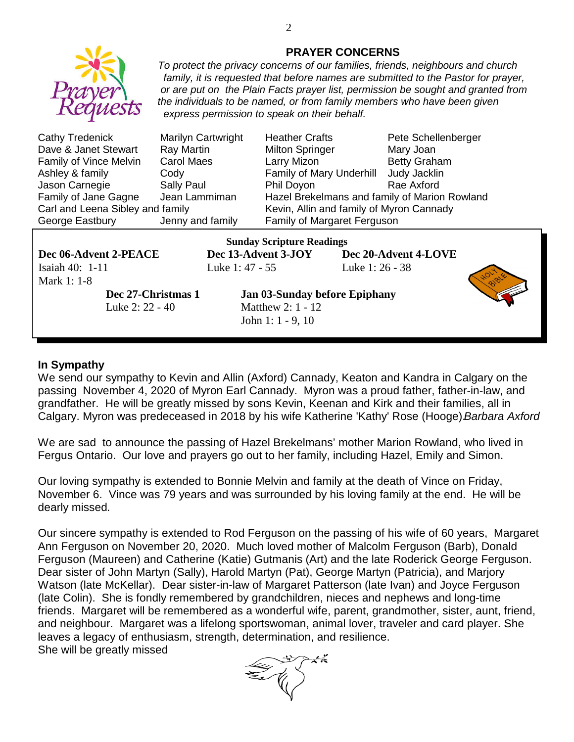## PRAYER CONCERNS

*To protect the privacy concerns of our families, friends, neighbours and church family, it is requested that before names are submitted to the Pastor for prayer, or are put on the Plain Facts prayer list, permission be sought and granted from the individuals to be named, or from family members who have been given express permission to speak on their behalf.*

| | | | |
|---|---|---|---|
| Cathy Tredenick | Marilyn Cartwright | Heather Crafts | Pete Schellenberger |
| Dave & Janet Stewart | Ray Martin | Milton Springer | Mary Joan |
| Family of Vince Melvin | Carol Maes | Larry Mizon | Betty Graham |
| Ashley & family | Cody | Family of Mary Underhill | Judy Jacklin |
| Jason Carnegie | Sally Paul | Phil Doyon | Rae Axford |
| Family of Jane Gagne | Jean Lammiman | Hazel Brekelmans and family of Marion Rowland | |
| Carl and Leena Sibley and family | | Kevin, Allin and family of Myron Cannady | |
| George Eastbury | Jenny and family | Family of Margaret Ferguson | |

**Sunday Scripture Readings**

**Dec 06-Advent 2-PEACE**
Isaiah 40: 1-11
Mark 1: 1-8

**Dec 13-Advent 3-JOY**
Luke 1: 47 - 55

**Dec 20-Advent 4-LOVE**
Luke 1: 26 - 38

**Dec 27-Christmas 1**
Luke 2: 22 - 40

**Jan 03-Sunday before Epiphany**
Matthew 2: 1 - 12
John 1: 1 - 9, 10

### In Sympathy

We send our sympathy to Kevin and Allin (Axford) Cannady, Keaton and Kandra in Calgary on the passing November 4, 2020 of Myron Earl Cannady. Myron was a proud father, father-in-law, and grandfather. He will be greatly missed by sons Kevin, Keenan and Kirk and their families, all in Calgary. Myron was predeceased in 2018 by his wife Katherine 'Kathy' Rose (Hooge) *Barbara Axford*

We are sad to announce the passing of Hazel Brekelmans' mother Marion Rowland, who lived in Fergus Ontario. Our love and prayers go out to her family, including Hazel, Emily and Simon.

Our loving sympathy is extended to Bonnie Melvin and family at the death of Vince on Friday, November 6. Vince was 79 years and was surrounded by his loving family at the end. He will be dearly missed.

Our sincere sympathy is extended to Rod Ferguson on the passing of his wife of 60 years, Margaret Ann Ferguson on November 20, 2020. Much loved mother of Malcolm Ferguson (Barb), Donald Ferguson (Maureen) and Catherine (Katie) Gutmanis (Art) and the late Roderick George Ferguson. Dear sister of John Martyn (Sally), Harold Martyn (Pat), George Martyn (Patricia), and Marjory Watson (late McKellar). Dear sister-in-law of Margaret Patterson (late Ivan) and Joyce Ferguson (late Colin). She is fondly remembered by grandchildren, nieces and nephews and long-time friends. Margaret will be remembered as a wonderful wife, parent, grandmother, sister, aunt, friend, and neighbour. Margaret was a lifelong sportswoman, animal lover, traveler and card player. She leaves a legacy of enthusiasm, strength, determination, and resilience.
She will be greatly missed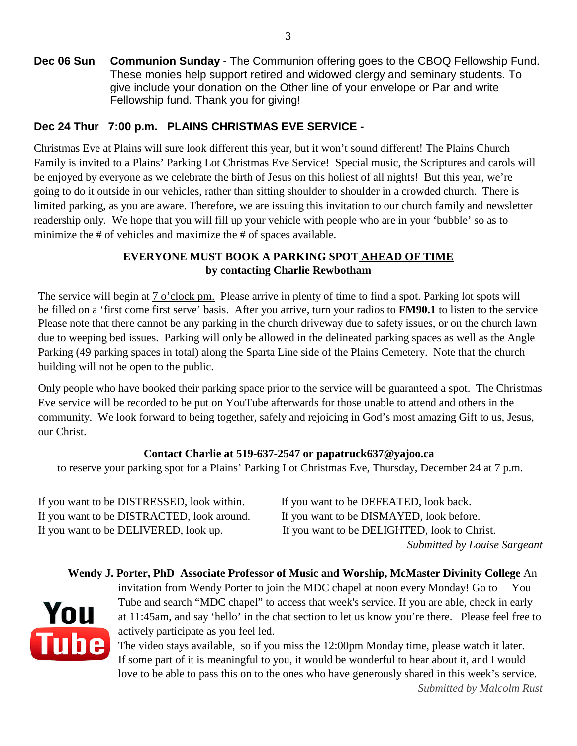**Dec 06 Sun** **Communion Sunday** - The Communion offering goes to the CBOQ Fellowship Fund. These monies help support retired and widowed clergy and seminary students. To give include your donation on the Other line of your envelope or Par and write Fellowship fund. Thank you for giving!

**Dec 24 Thur 7:00 p.m. PLAINS CHRISTMAS EVE SERVICE -**

Christmas Eve at Plains will sure look different this year, but it won't sound different! The Plains Church Family is invited to a Plains' Parking Lot Christmas Eve Service! Special music, the Scriptures and carols will be enjoyed by everyone as we celebrate the birth of Jesus on this holiest of all nights! But this year, we're going to do it outside in our vehicles, rather than sitting shoulder to shoulder in a crowded church. There is limited parking, as you are aware. Therefore, we are issuing this invitation to our church family and newsletter readership only. We hope that you will fill up your vehicle with people who are in your 'bubble' so as to minimize the # of vehicles and maximize the # of spaces available.

**EVERYONE MUST BOOK A PARKING SPOT AHEAD OF TIME**
**by contacting Charlie Rewbotham**

The service will begin at 7 o'clock pm. Please arrive in plenty of time to find a spot. Parking lot spots will be filled on a 'first come first serve' basis. After you arrive, turn your radios to **FM90.1** to listen to the service Please note that there cannot be any parking in the church driveway due to safety issues, or on the church lawn due to weeping bed issues. Parking will only be allowed in the delineated parking spaces as well as the Angle Parking (49 parking spaces in total) along the Sparta Line side of the Plains Cemetery. Note that the church building will not be open to the public.

Only people who have booked their parking space prior to the service will be guaranteed a spot. The Christmas Eve service will be recorded to be put on YouTube afterwards for those unable to attend and others in the community. We look forward to being together, safely and rejoicing in God's most amazing Gift to us, Jesus, our Christ.

**Contact Charlie at 519-637-2547 or papatruck637@yajoo.ca**
to reserve your parking spot for a Plains' Parking Lot Christmas Eve, Thursday, December 24 at 7 p.m.

If you want to be DISTRESSED, look within.
If you want to be DISTRACTED, look around.
If you want to be DELIVERED, look up.
If you want to be DEFEATED, look back.
If you want to be DISMAYED, look before.
If you want to be DELIGHTED, look to Christ.

*Submitted by Louise Sargeant*

**Wendy J. Porter, PhD Associate Professor of Music and Worship, McMaster Divinity College** An invitation from Wendy Porter to join the MDC chapel at noon every Monday! Go to You Tube and search "MDC chapel" to access that week's service. If you are able, check in early at 11:45am, and say 'hello' in the chat section to let us know you're there. Please feel free to actively participate as you feel led.
The video stays available, so if you miss the 12:00pm Monday time, please watch it later. If some part of it is meaningful to you, it would be wonderful to hear about it, and I would love to be able to pass this on to the ones who have generously shared in this week's service.

*Submitted by Malcolm Rust*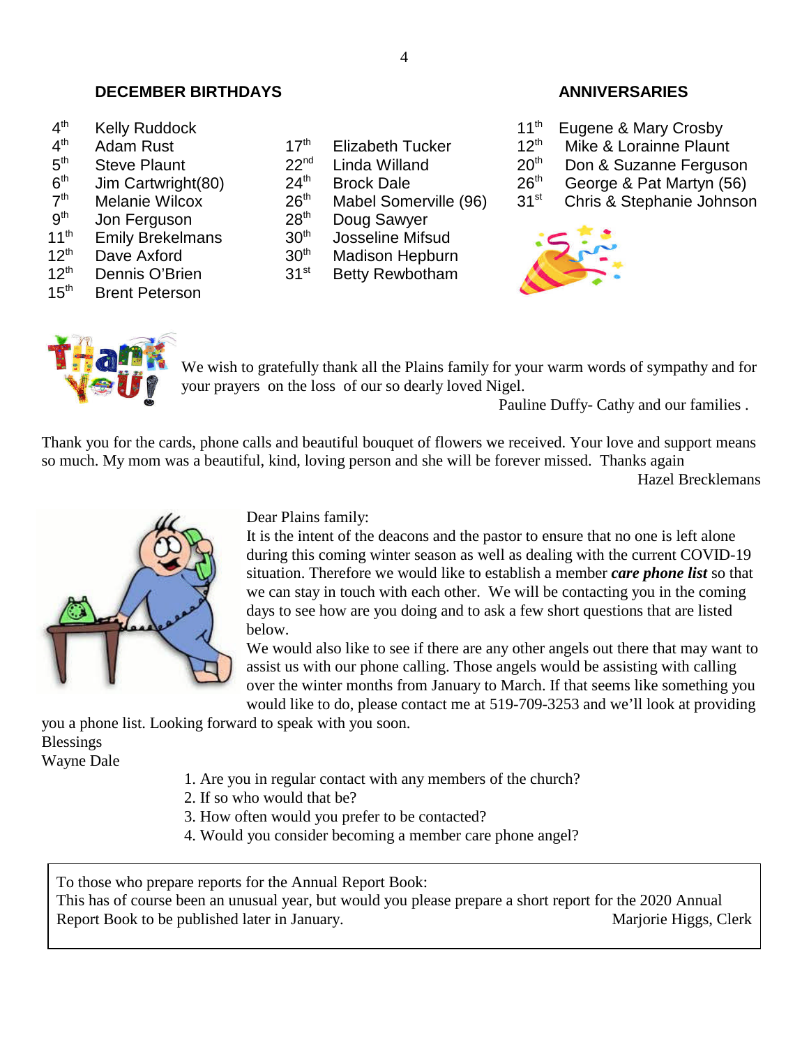## DECEMBER BIRTHDAYS

4th Kelly Ruddock
4th Adam Rust
5th Steve Plaunt
6th Jim Cartwright(80)
7th Melanie Wilcox
9th Jon Ferguson
11th Emily Brekelmans
12th Dave Axford
12th Dennis O'Brien
15th Brent Peterson
17th Elizabeth Tucker
22nd Linda Willand
24th Brock Dale
26th Mabel Somerville (96)
28th Doug Sawyer
30th Josseline Mifsud
30th Madison Hepburn
31st Betty Rewbotham

## ANNIVERSARIES

11th Eugene & Mary Crosby
12th Mike & Lorainne Plaunt
20th Don & Suzanne Ferguson
26th George & Pat Martyn (56)
31st Chris & Stephanie Johnson

We wish to gratefully thank all the Plains family for your warm words of sympathy and for your prayers on the loss of our so dearly loved Nigel.

Pauline Duffy- Cathy and our families .

Thank you for the cards, phone calls and beautiful bouquet of flowers we received. Your love and support means so much. My mom was a beautiful, kind, loving person and she will be forever missed. Thanks again

Hazel Brecklemans

Dear Plains family:
It is the intent of the deacons and the pastor to ensure that no one is left alone during this coming winter season as well as dealing with the current COVID-19 situation. Therefore we would like to establish a member ***care phone list*** so that we can stay in touch with each other. We will be contacting you in the coming days to see how are you doing and to ask a few short questions that are listed below.
We would also like to see if there are any other angels out there that may want to assist us with our phone calling. Those angels would be assisting with calling over the winter months from January to March. If that seems like something you would like to do, please contact me at 519-709-3253 and we'll look at providing you a phone list. Looking forward to speak with you soon.
Blessings
Wayne Dale

1. Are you in regular contact with any members of the church?
2. If so who would that be?
3. How often would you prefer to be contacted?
4. Would you consider becoming a member care phone angel?

To those who prepare reports for the Annual Report Book:
This has of course been an unusual year, but would you please prepare a short report for the 2020 Annual Report Book to be published later in January.

Marjorie Higgs, Clerk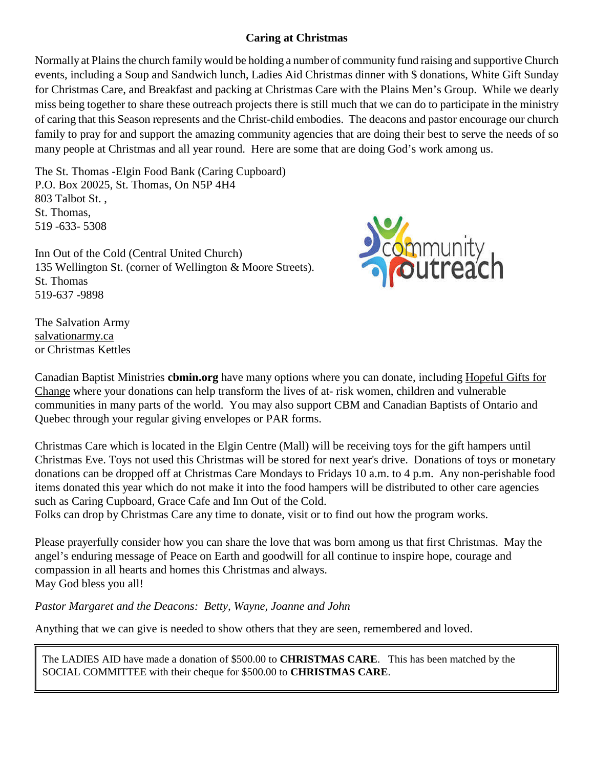## Caring at Christmas

Normally at Plains the church family would be holding a number of community fund raising and supportive Church events, including a Soup and Sandwich lunch, Ladies Aid Christmas dinner with $ donations, White Gift Sunday for Christmas Care, and Breakfast and packing at Christmas Care with the Plains Men's Group. While we dearly miss being together to share these outreach projects there is still much that we can do to participate in the ministry of caring that this Season represents and the Christ-child embodies. The deacons and pastor encourage our church family to pray for and support the amazing community agencies that are doing their best to serve the needs of so many people at Christmas and all year round. Here are some that are doing God's work among us.

The St. Thomas -Elgin Food Bank (Caring Cupboard)
P.O. Box 20025, St. Thomas, On N5P 4H4
803 Talbot St. ,
St. Thomas,
519 -633- 5308

Inn Out of the Cold (Central United Church)
135 Wellington St. (corner of Wellington & Moore Streets).
St. Thomas
519-637 -9898

The Salvation Army
salvationarmy.ca
or Christmas Kettles

Canadian Baptist Ministries **cbmin.org** have many options where you can donate, including Hopeful Gifts for Change where your donations can help transform the lives of at- risk women, children and vulnerable communities in many parts of the world. You may also support CBM and Canadian Baptists of Ontario and Quebec through your regular giving envelopes or PAR forms.

Christmas Care which is located in the Elgin Centre (Mall) will be receiving toys for the gift hampers until Christmas Eve. Toys not used this Christmas will be stored for next year's drive. Donations of toys or monetary donations can be dropped off at Christmas Care Mondays to Fridays 10 a.m. to 4 p.m. Any non-perishable food items donated this year which do not make it into the food hampers will be distributed to other care agencies such as Caring Cupboard, Grace Cafe and Inn Out of the Cold.
Folks can drop by Christmas Care any time to donate, visit or to find out how the program works.

Please prayerfully consider how you can share the love that was born among us that first Christmas. May the angel's enduring message of Peace on Earth and goodwill for all continue to inspire hope, courage and compassion in all hearts and homes this Christmas and always.
May God bless you all!

*Pastor Margaret and the Deacons: Betty, Wayne, Joanne and John*

Anything that we can give is needed to show others that they are seen, remembered and loved.

The LADIES AID have made a donation of $500.00 to **CHRISTMAS CARE**. This has been matched by the SOCIAL COMMITTEE with their cheque for $500.00 to **CHRISTMAS CARE**.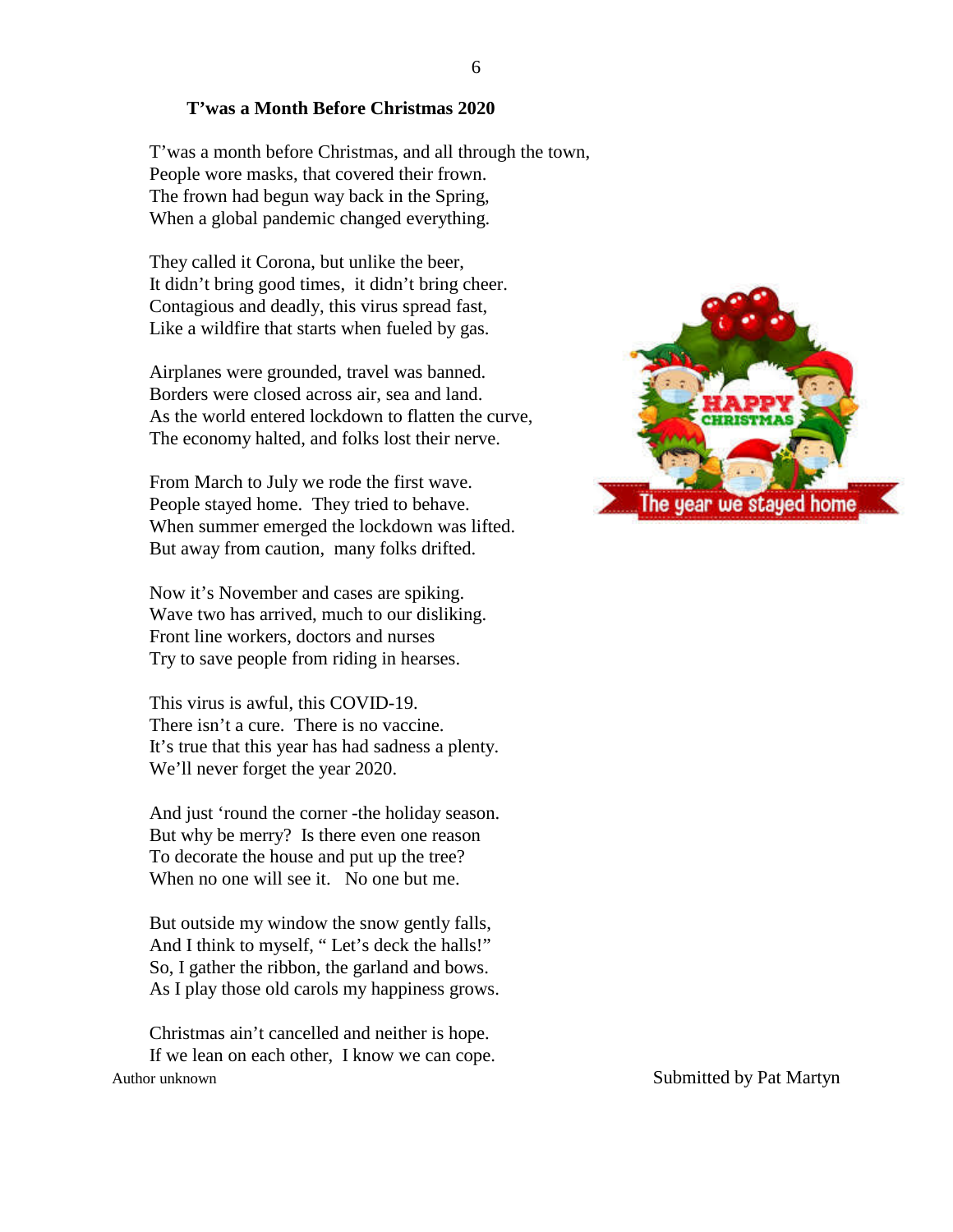### T'was a Month Before Christmas 2020

T'was a month before Christmas, and all through the town,
People wore masks, that covered their frown.
The frown had begun way back in the Spring,
When a global pandemic changed everything.

They called it Corona, but unlike the beer,
It didn't bring good times, it didn't bring cheer.
Contagious and deadly, this virus spread fast,
Like a wildfire that starts when fueled by gas.

Airplanes were grounded, travel was banned.
Borders were closed across air, sea and land.
As the world entered lockdown to flatten the curve,
The economy halted, and folks lost their nerve.

From March to July we rode the first wave.
People stayed home. They tried to behave.
When summer emerged the lockdown was lifted.
But away from caution, many folks drifted.

Now it's November and cases are spiking.
Wave two has arrived, much to our disliking.
Front line workers, doctors and nurses
Try to save people from riding in hearses.

This virus is awful, this COVID-19.
There isn't a cure. There is no vaccine.
It's true that this year has had sadness a plenty.
We'll never forget the year 2020.

And just 'round the corner -the holiday season.
But why be merry? Is there even one reason
To decorate the house and put up the tree?
When no one will see it. No one but me.

But outside my window the snow gently falls,
And I think to myself, " Let's deck the halls!"
So, I gather the ribbon, the garland and bows.
As I play those old carols my happiness grows.

Christmas ain't cancelled and neither is hope.
If we lean on each other, I know we can cope.

Author unknown

Submitted by Pat Martyn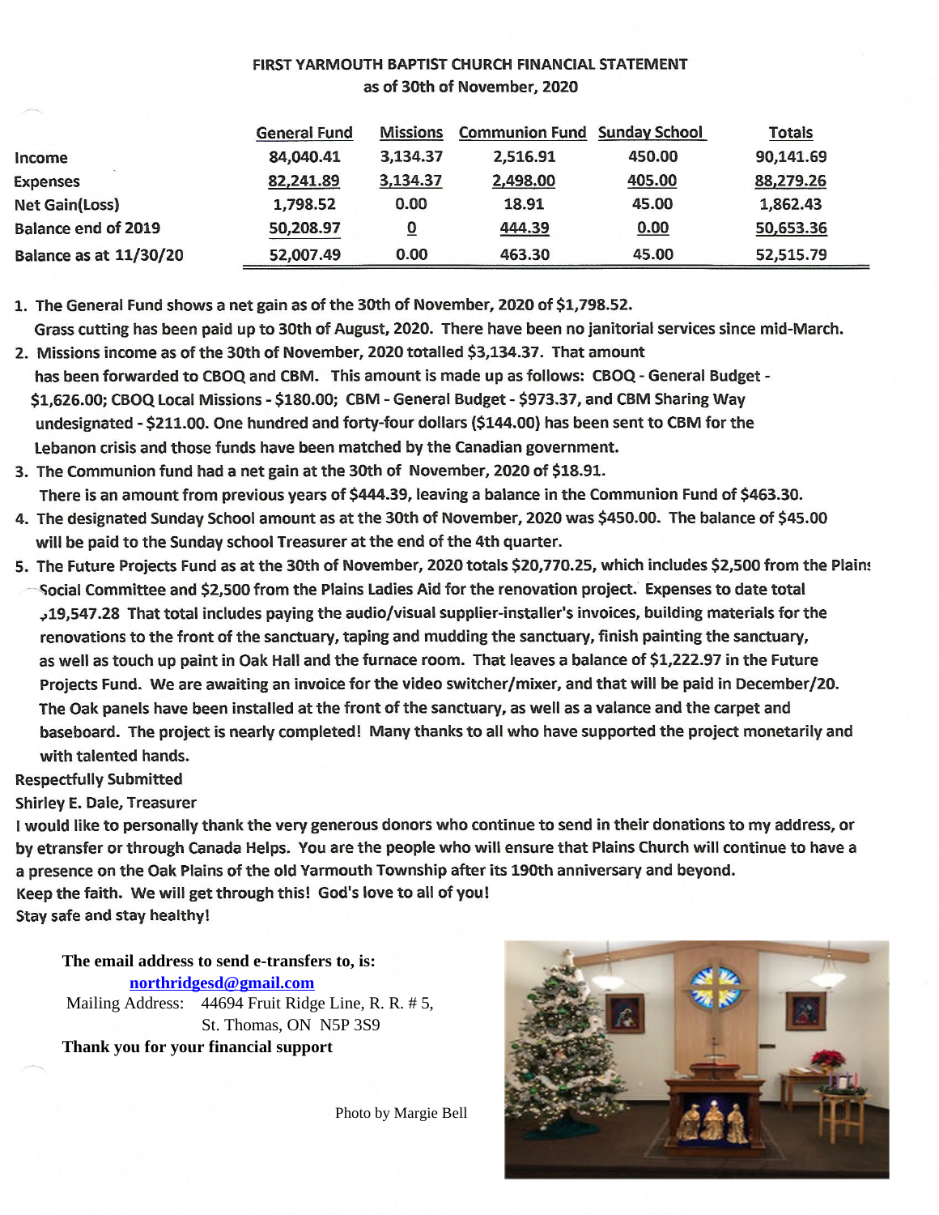# FIRST YARMOUTH BAPTIST CHURCH FINANCIAL STATEMENT

## as of 30th of November, 2020

| | General Fund | Missions | Communion Fund | Sunday School | Totals |
|---|---|---|---|---|---|
| Income | 84,040.41 | 3,134.37 | 2,516.91 | 450.00 | 90,141.69 |
| Expenses | 82,241.89 | 3,134.37 | 2,498.00 | 405.00 | 88,279.26 |
| Net Gain(Loss) | 1,798.52 | 0.00 | 18.91 | 45.00 | 1,862.43 |
| Balance end of 2019 | 50,208.97 | 0 | 444.39 | 0.00 | 50,653.36 |
| Balance as at 11/30/20 | 52,007.49 | 0.00 | 463.30 | 45.00 | 52,515.79 |

1. The General Fund shows a net gain as of the 30th of November, 2020 of $1,798.52. Grass cutting has been paid up to 30th of August, 2020. There have been no janitorial services since mid-March.
2. Missions income as of the 30th of November, 2020 totalled $3,134.37. That amount has been forwarded to CBOQ and CBM. This amount is made up as follows: CBOQ - General Budget - $1,626.00; CBOQ Local Missions - $180.00; CBM - General Budget - $973.37, and CBM Sharing Way undesignated - $211.00. One hundred and forty-four dollars ($144.00) has been sent to CBM for the Lebanon crisis and those funds have been matched by the Canadian government.
3. The Communion fund had a net gain at the 30th of November, 2020 of $18.91. There is an amount from previous years of $444.39, leaving a balance in the Communion Fund of $463.30.
4. The designated Sunday School amount as at the 30th of November, 2020 was $450.00. The balance of $45.00 will be paid to the Sunday school Treasurer at the end of the 4th quarter.
5. The Future Projects Fund as at the 30th of November, 2020 totals $20,770.25, which includes $2,500 from the Plains Social Committee and $2,500 from the Plains Ladies Aid for the renovation project. Expenses to date total $19,547.28 That total includes paying the audio/visual supplier-installer's invoices, building materials for the renovations to the front of the sanctuary, taping and mudding the sanctuary, finish painting the sanctuary, as well as touch up paint in Oak Hall and the furnace room. That leaves a balance of $1,222.97 in the Future Projects Fund. We are awaiting an invoice for the video switcher/mixer, and that will be paid in December/20. The Oak panels have been installed at the front of the sanctuary, as well as a valance and the carpet and baseboard. The project is nearly completed! Many thanks to all who have supported the project monetarily and with talented hands.

Respectfully Submitted

Shirley E. Dale, Treasurer

I would like to personally thank the very generous donors who continue to send in their donations to my address, or by etransfer or through Canada Helps. You are the people who will ensure that Plains Church will continue to have a a presence on the Oak Plains of the old Yarmouth Township after its 190th anniversary and beyond.

Keep the faith. We will get through this! God's love to all of you!

Stay safe and stay healthy!

**The email address to send e-transfers to, is:**

northridgesd@gmail.com

Mailing Address: 44694 Fruit Ridge Line, R. R. # 5, St. Thomas, ON N5P 3S9

**Thank you for your financial support**

Photo by Margie Bell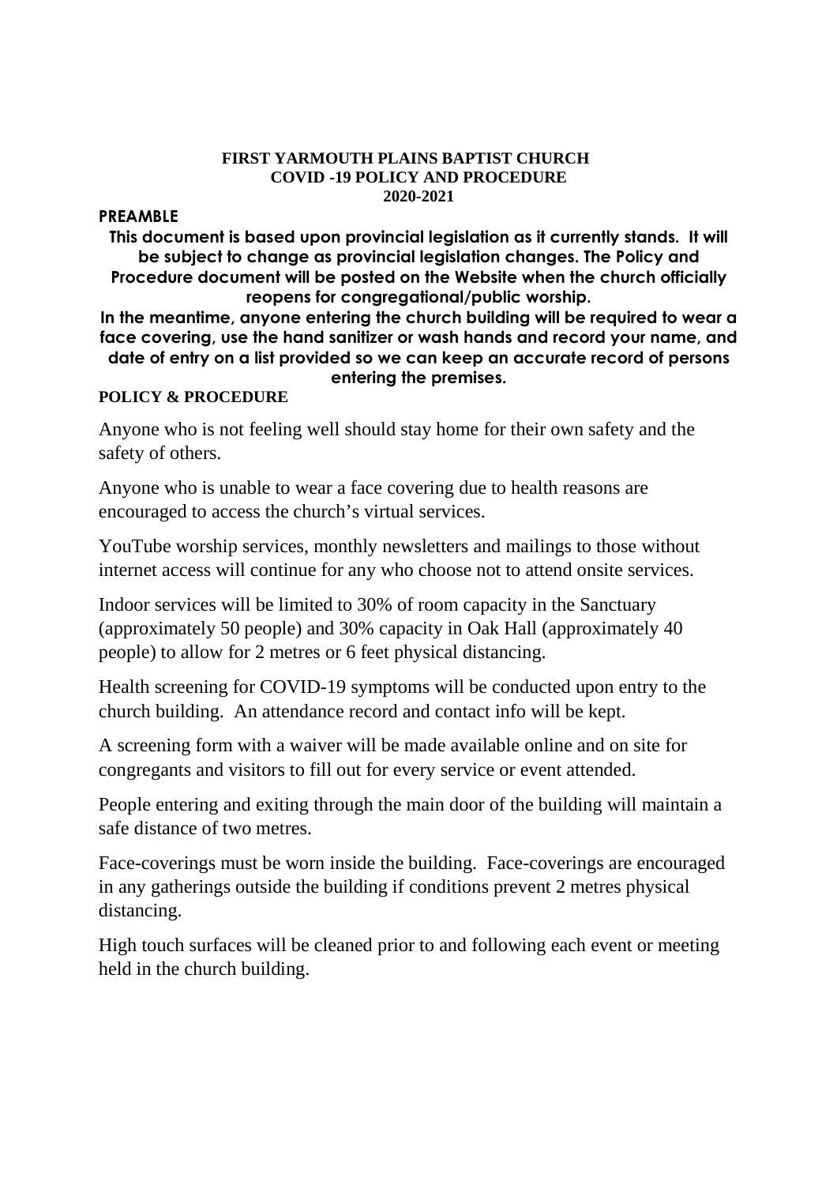**FIRST YARMOUTH PLAINS BAPTIST CHURCH**
**COVID -19 POLICY AND PROCEDURE**
**2020-2021**

**PREAMBLE**

**This document is based upon provincial legislation as it currently stands. It will be subject to change as provincial legislation changes. The Policy and Procedure document will be posted on the Website when the church officially reopens for congregational/public worship.**

**In the meantime, anyone entering the church building will be required to wear a face covering, use the hand sanitizer or wash hands and record your name, and date of entry on a list provided so we can keep an accurate record of persons entering the premises.**

**POLICY & PROCEDURE**

Anyone who is not feeling well should stay home for their own safety and the safety of others.

Anyone who is unable to wear a face covering due to health reasons are encouraged to access the church's virtual services.

YouTube worship services, monthly newsletters and mailings to those without internet access will continue for any who choose not to attend onsite services.

Indoor services will be limited to 30% of room capacity in the Sanctuary (approximately 50 people) and 30% capacity in Oak Hall (approximately 40 people) to allow for 2 metres or 6 feet physical distancing.

Health screening for COVID-19 symptoms will be conducted upon entry to the church building. An attendance record and contact info will be kept.

A screening form with a waiver will be made available online and on site for congregants and visitors to fill out for every service or event attended.

People entering and exiting through the main door of the building will maintain a safe distance of two metres.

Face-coverings must be worn inside the building. Face-coverings are encouraged in any gatherings outside the building if conditions prevent 2 metres physical distancing.

High touch surfaces will be cleaned prior to and following each event or meeting held in the church building.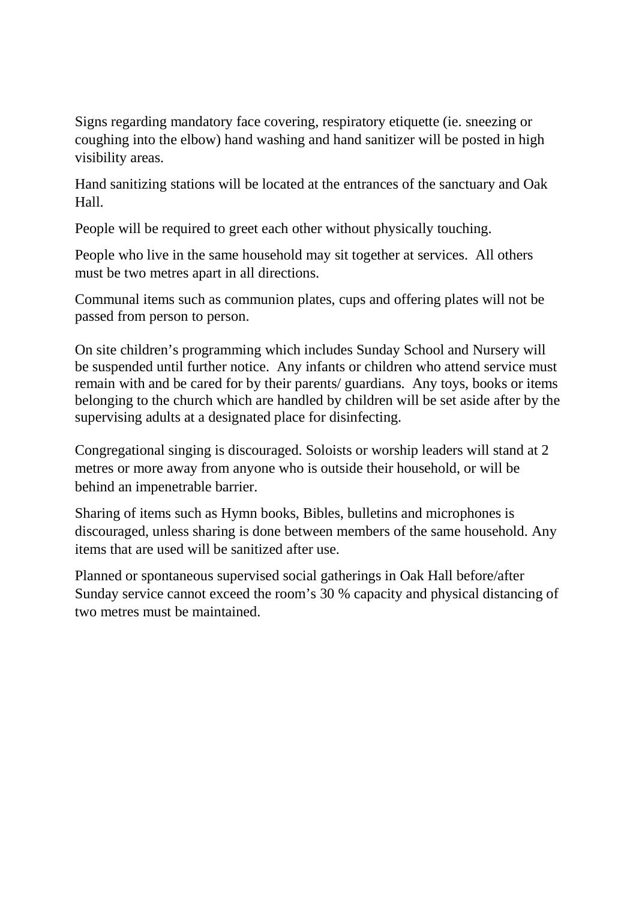Signs regarding mandatory face covering, respiratory etiquette (ie. sneezing or coughing into the elbow) hand washing and hand sanitizer will be posted in high visibility areas.

Hand sanitizing stations will be located at the entrances of the sanctuary and Oak Hall.

People will be required to greet each other without physically touching.

People who live in the same household may sit together at services. All others must be two metres apart in all directions.

Communal items such as communion plates, cups and offering plates will not be passed from person to person.

On site children's programming which includes Sunday School and Nursery will be suspended until further notice. Any infants or children who attend service must remain with and be cared for by their parents/ guardians. Any toys, books or items belonging to the church which are handled by children will be set aside after by the supervising adults at a designated place for disinfecting.

Congregational singing is discouraged. Soloists or worship leaders will stand at 2 metres or more away from anyone who is outside their household, or will be behind an impenetrable barrier.

Sharing of items such as Hymn books, Bibles, bulletins and microphones is discouraged, unless sharing is done between members of the same household. Any items that are used will be sanitized after use.

Planned or spontaneous supervised social gatherings in Oak Hall before/after Sunday service cannot exceed the room's 30 % capacity and physical distancing of two metres must be maintained.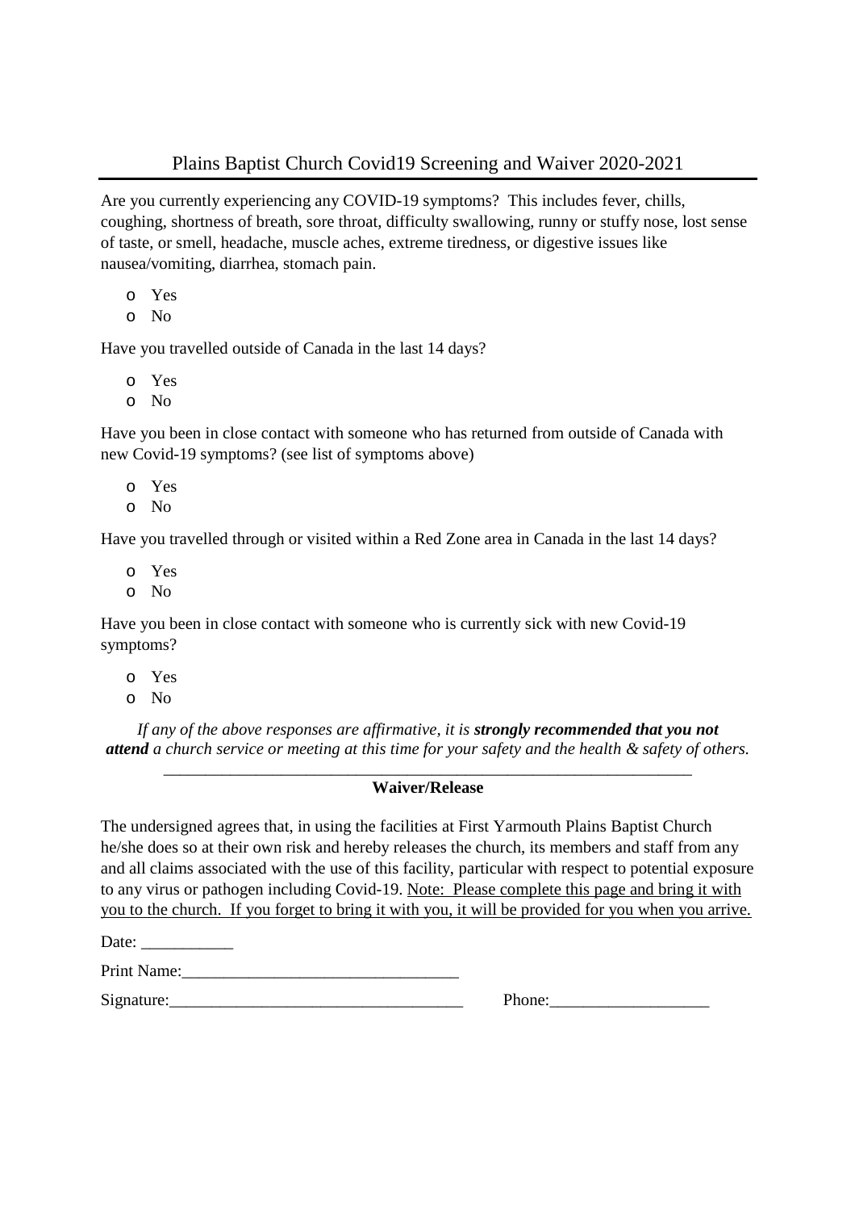# Plains Baptist Church Covid19 Screening and Waiver 2020-2021

Are you currently experiencing any COVID-19 symptoms? This includes fever, chills, coughing, shortness of breath, sore throat, difficulty swallowing, runny or stuffy nose, lost sense of taste, or smell, headache, muscle aches, extreme tiredness, or digestive issues like nausea/vomiting, diarrhea, stomach pain.

- o Yes
- o No

Have you travelled outside of Canada in the last 14 days?

- o Yes
- o No

Have you been in close contact with someone who has returned from outside of Canada with new Covid-19 symptoms? (see list of symptoms above)

- o Yes
- o No

Have you travelled through or visited within a Red Zone area in Canada in the last 14 days?

- o Yes
- o No

Have you been in close contact with someone who is currently sick with new Covid-19 symptoms?

- o Yes
- o No

*If any of the above responses are affirmative, it is* ***strongly recommended that you not attend*** *a church service or meeting at this time for your safety and the health & safety of others.*

---

**Waiver/Release**

The undersigned agrees that, in using the facilities at First Yarmouth Plains Baptist Church he/she does so at their own risk and hereby releases the church, its members and staff from any and all claims associated with the use of this facility, particular with respect to potential exposure to any virus or pathogen including Covid-19. Note: Please complete this page and bring it with you to the church. If you forget to bring it with you, it will be provided for you when you arrive.

Date: ___________

Print Name:_________________________________

Signature:___________________________________ Phone:___________________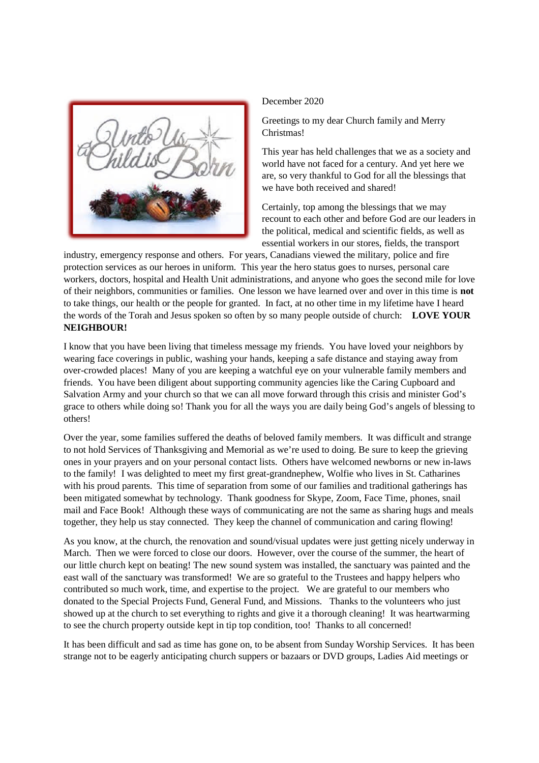December 2020

Greetings to my dear Church family and Merry Christmas!

This year has held challenges that we as a society and world have not faced for a century. And yet here we are, so very thankful to God for all the blessings that we have both received and shared!

Certainly, top among the blessings that we may recount to each other and before God are our leaders in the political, medical and scientific fields, as well as essential workers in our stores, fields, the transport industry, emergency response and others. For years, Canadians viewed the military, police and fire protection services as our heroes in uniform. This year the hero status goes to nurses, personal care workers, doctors, hospital and Health Unit administrations, and anyone who goes the second mile for love of their neighbors, communities or families. One lesson we have learned over and over in this time is **not** to take things, our health or the people for granted. In fact, at no other time in my lifetime have I heard the words of the Torah and Jesus spoken so often by so many people outside of church: **LOVE YOUR NEIGHBOUR!**

I know that you have been living that timeless message my friends. You have loved your neighbors by wearing face coverings in public, washing your hands, keeping a safe distance and staying away from over-crowded places! Many of you are keeping a watchful eye on your vulnerable family members and friends. You have been diligent about supporting community agencies like the Caring Cupboard and Salvation Army and your church so that we can all move forward through this crisis and minister God's grace to others while doing so! Thank you for all the ways you are daily being God's angels of blessing to others!

Over the year, some families suffered the deaths of beloved family members. It was difficult and strange to not hold Services of Thanksgiving and Memorial as we're used to doing. Be sure to keep the grieving ones in your prayers and on your personal contact lists. Others have welcomed newborns or new in-laws to the family! I was delighted to meet my first great-grandnephew, Wolfie who lives in St. Catharines with his proud parents. This time of separation from some of our families and traditional gatherings has been mitigated somewhat by technology. Thank goodness for Skype, Zoom, Face Time, phones, snail mail and Face Book! Although these ways of communicating are not the same as sharing hugs and meals together, they help us stay connected. They keep the channel of communication and caring flowing!

As you know, at the church, the renovation and sound/visual updates were just getting nicely underway in March. Then we were forced to close our doors. However, over the course of the summer, the heart of our little church kept on beating! The new sound system was installed, the sanctuary was painted and the east wall of the sanctuary was transformed! We are so grateful to the Trustees and happy helpers who contributed so much work, time, and expertise to the project. We are grateful to our members who donated to the Special Projects Fund, General Fund, and Missions. Thanks to the volunteers who just showed up at the church to set everything to rights and give it a thorough cleaning! It was heartwarming to see the church property outside kept in tip top condition, too! Thanks to all concerned!

It has been difficult and sad as time has gone on, to be absent from Sunday Worship Services. It has been strange not to be eagerly anticipating church suppers or bazaars or DVD groups, Ladies Aid meetings or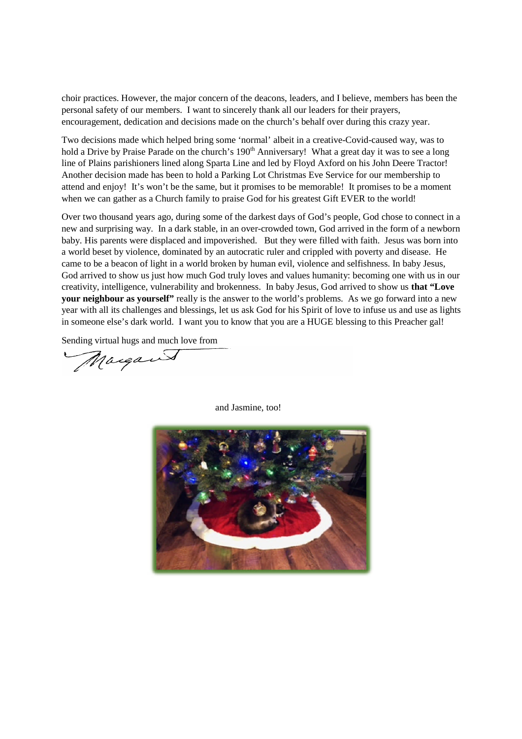choir practices. However, the major concern of the deacons, leaders, and I believe, members has been the personal safety of our members. I want to sincerely thank all our leaders for their prayers, encouragement, dedication and decisions made on the church's behalf over during this crazy year.

Two decisions made which helped bring some 'normal' albeit in a creative-Covid-caused way, was to hold a Drive by Praise Parade on the church's 190th Anniversary! What a great day it was to see a long line of Plains parishioners lined along Sparta Line and led by Floyd Axford on his John Deere Tractor! Another decision made has been to hold a Parking Lot Christmas Eve Service for our membership to attend and enjoy! It's won't be the same, but it promises to be memorable! It promises to be a moment when we can gather as a Church family to praise God for his greatest Gift EVER to the world!

Over two thousand years ago, during some of the darkest days of God's people, God chose to connect in a new and surprising way. In a dark stable, in an over-crowded town, God arrived in the form of a newborn baby. His parents were displaced and impoverished. But they were filled with faith. Jesus was born into a world beset by violence, dominated by an autocratic ruler and crippled with poverty and disease. He came to be a beacon of light in a world broken by human evil, violence and selfishness. In baby Jesus, God arrived to show us just how much God truly loves and values humanity: becoming one with us in our creativity, intelligence, vulnerability and brokenness. In baby Jesus, God arrived to show us **that "Love your neighbour as yourself"** really is the answer to the world's problems. As we go forward into a new year with all its challenges and blessings, let us ask God for his Spirit of love to infuse us and use as lights in someone else's dark world. I want you to know that you are a HUGE blessing to this Preacher gal!

Sending virtual hugs and much love from

Margaret

and Jasmine, too!